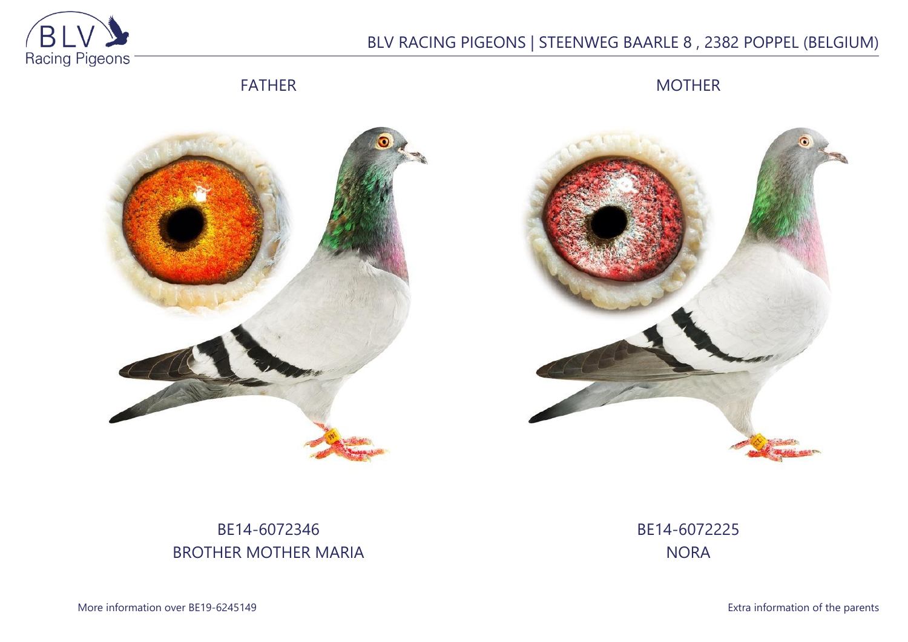BLV RACING PIGEONS | STEENWEG BAARLE 8 , 2382 POPPEL (BELGIUM)

FATHER

MOTHER

BE14-6072346
BROTHER MOTHER MARIA

BE14-6072225
NORA

More information over BE19-6245149

Extra information of the parents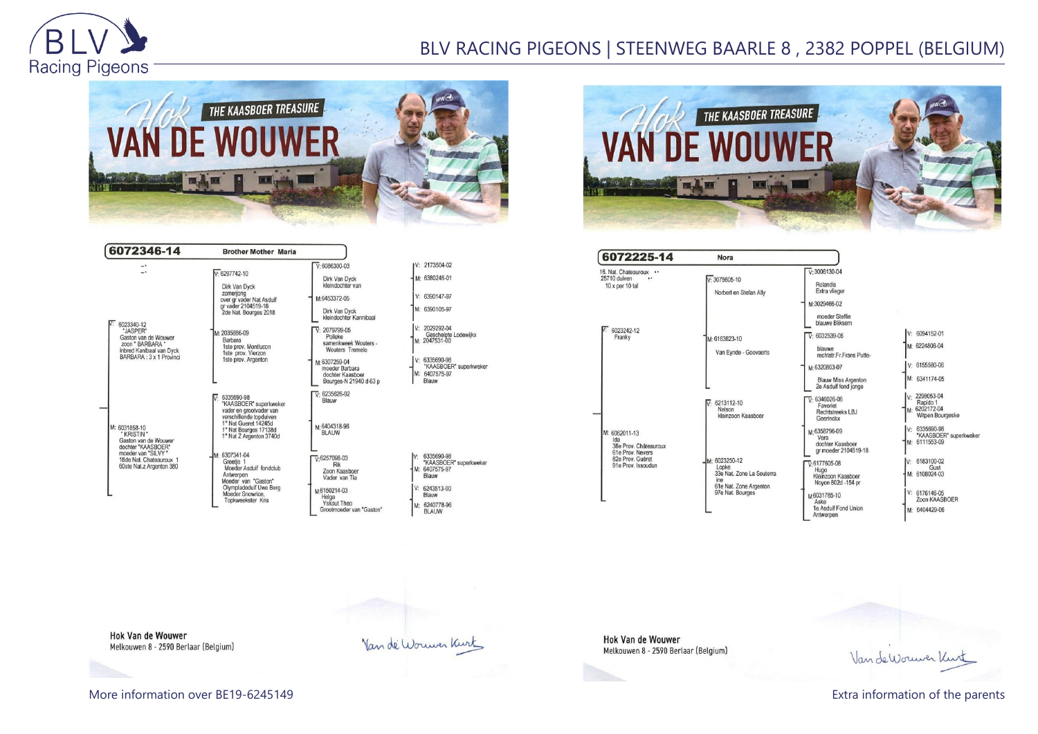BLV RACING PIGEONS | STEENWEG BAARLE 8 , 2382 POPPEL (BELGIUM)

THE KAASBOER TREASURE

HOK VAN DE WOUWER

## 6072346-14 — Brother Mother Maria

V: 6023340-12
"JASPER"
Gaston van de Wouwer
zoon " BARBARA "
Inbred Kanibaal van Dyck
BARBARA : 3 x 1 Provinci

- V: 6297742-10
  Dirk Van Dyck
  zomerjong
  over gr vader Nat Asduif
  gr vader 2104519-18
  2de Nat. Bourges 2018
  - V: 6086300-03
    Dirk Van Dyck
    kleindochter van
    - V: 2173504-02
    - M: 6380246-01
  - M:6453372-05
    Dirk Van Dyck
    kleindochter Kannibaal
    - V: 6390147-97
    - M: 6390105-97
- M: 2035886-09
  Barbara
  1ste prov. Montlucon
  1ste prov. Vierzon
  1ste prov. Argenton
  - V: 2079799-05
    Polleke
    samenkweek Wouters - Wouters Tremelo
    - V: 2029292-04
      Geschelpte Lodewijks
    - M: 2047531-00
  - M:6307259-04
    moeder Barbara
    dochter Kaasboer
    Bourges-N 21940 d-63 p
    - V: 6335690-98
      "KAASBOER" superkweker
    - M: 6407575-97
      Blauw

M: 6031858-10
" KRISTIN "
Gaston van de Wouwer
dochter "KAASBOER"
moeder van "SILVY "
18de Nat. Chateauroux 1
60ste Nat.z Argenton 380

- V: 6335690-98
  "KAASBOER" superkweker
  vader en grootvader van
  verschillende topduiven
  1° Nat Gueret 14245d
  1° Nat Bourges 17138d
  1° Nat Z Argenton 3740d
  - V: 6235626-92
    Blauw
  - M: 6404318-96
    BLAUW
- M: 6307341-04
  Greetje 1
  Moeder Asduif fondclub Antwerpen
  Moeder van "Gaston"
  Olympiadeduif Uwe Berg
  Moeder Snowrice,
  Topkweekster Kris
  - V:6257098-03
    Rik
    Zoon Kaasboer
    Vader van Tia
    - V: 6335690-98
      "KAASBOER" superkweker
    - M: 6407575-97
      Blauw
  - M:6150214-03
    Helga
    Yskout Theo
    Grootmoeder van "Gaston"
    - V: 6243513-00
      Blauw
    - M: 6240778-96
      BLAUW

Hok Van de Wouwer
Melkouwen 8 - 2590 Berlaar (Belgium)

*Van de Wouwer Kurt*

THE KAASBOER TREASURE

HOK VAN DE WOUWER

## 6072225-14 — Nora

16. Nat. Chateauroux
25710 duiven
10 x per 10 tal

V: 6023242-12
Franky

- V: 3075605-10
  Norbert en Stefan Ally
  - V:3006130-04
    Rolandis
    Extra vlieger
  - M:3029466-02
    moeder Steffie
    blauwe Bliksem
- M: 6163823-10
  Van Eynde - Goovaerts
  - V: 6032539-05
    blauwe
    rechtstr.Fr.Frans Putte-
    - V: 6094152-01
    - M: 6224806-04
  - M: 6320803-07
    Blauw Miss Argenton
    2e Asduif fond jonge
    - V: 6155580-06
    - M: 6341174-05

M: 6062011-13
Ida
38e Prov. Châteauroux
61e Prov. Nevers
82e Prov. Guérot
91e Prov. Issoudun

- V: 6213112-10
  Nelson
  kleinzoon Kaasboer
  - V: 6346026-06
    Favoriet
    Rechtstreeks LBJ
    Geerinckx
    - V: 2298053-04
      Rapido 1
    - M: 6202172-04
      Wilpen Bourgeske
  - M:6358796-09
    Vera
    dochter Kaasboer
    gr moeder 2104519-18
    - V: 6335690-98
      "KAASBOER" superkweker
    - M: 6111553-09
- M: 6023250-12
  Lopke
  33e Nat. Zone La Souterra
  ine
  61e Nat. Zone Argenton
  97e Nat. Bourges
  - V:6177605-08
    Hugo
    Kleinzoon Kaasboer
    Noyon 802d -154 pr
    - V: 6183100-02
      Gust
    - M: 6108024-03
  - M:6031765-10
    Aske
    1e Asduif Fond Union Antwerpen
    - V: 6176146-05
      Zoon KAASBOER
    - M: 6404429-06

Hok Van de Wouwer
Melkouwen 8 - 2590 Berlaar (Belgium)

*Van de Wouwer Kurt*

More information over BE19-6245149

Extra information of the parents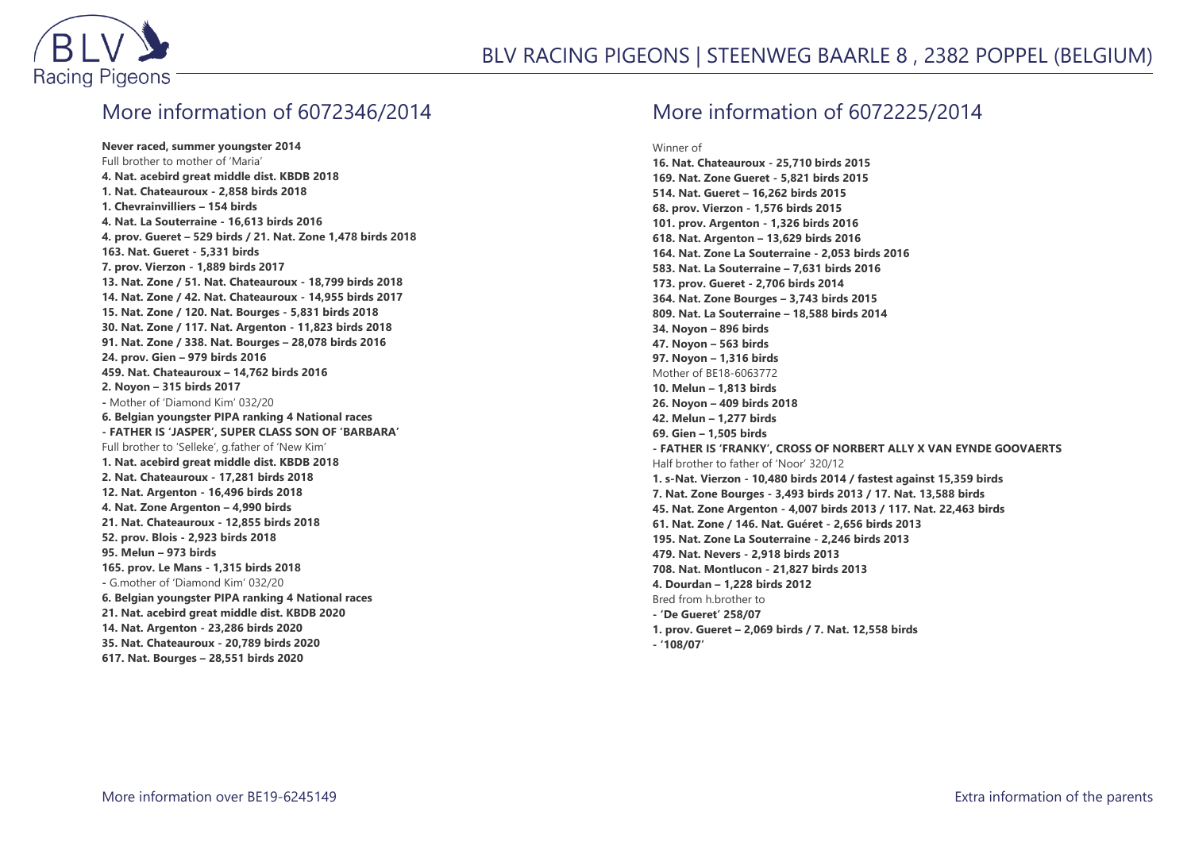## More information of 6072346/2014

**Never raced, summer youngster 2014**
Full brother to mother of 'Maria'
**4. Nat. acebird great middle dist. KBDB 2018**
**1. Nat. Chateauroux - 2,858 birds 2018**
**1. Chevrainvilliers – 154 birds**
**4. Nat. La Souterraine - 16,613 birds 2016**
**4. prov. Gueret – 529 birds / 21. Nat. Zone 1,478 birds 2018**
**163. Nat. Gueret - 5,331 birds**
**7. prov. Vierzon - 1,889 birds 2017**
**13. Nat. Zone / 51. Nat. Chateauroux - 18,799 birds 2018**
**14. Nat. Zone / 42. Nat. Chateauroux - 14,955 birds 2017**
**15. Nat. Zone / 120. Nat. Bourges - 5,831 birds 2018**
**30. Nat. Zone / 117. Nat. Argenton - 11,823 birds 2018**
**91. Nat. Zone / 338. Nat. Bourges – 28,078 birds 2016**
**24. prov. Gien – 979 birds 2016**
**459. Nat. Chateauroux – 14,762 birds 2016**
**2. Noyon – 315 birds 2017**
- Mother of 'Diamond Kim' 032/20
**6. Belgian youngster PIPA ranking 4 National races**
**- FATHER IS 'JASPER', SUPER CLASS SON OF 'BARBARA'**
Full brother to 'Selleke', g.father of 'New Kim'
**1. Nat. acebird great middle dist. KBDB 2018**
**2. Nat. Chateauroux - 17,281 birds 2018**
**12. Nat. Argenton - 16,496 birds 2018**
**4. Nat. Zone Argenton – 4,990 birds**
**21. Nat. Chateauroux - 12,855 birds 2018**
**52. prov. Blois - 2,923 birds 2018**
**95. Melun – 973 birds**
**165. prov. Le Mans - 1,315 birds 2018**
- G.mother of 'Diamond Kim' 032/20
**6. Belgian youngster PIPA ranking 4 National races**
**21. Nat. acebird great middle dist. KBDB 2020**
**14. Nat. Argenton - 23,286 birds 2020**
**35. Nat. Chateauroux - 20,789 birds 2020**
**617. Nat. Bourges – 28,551 birds 2020**

## More information of 6072225/2014

Winner of
**16. Nat. Chateauroux - 25,710 birds 2015**
**169. Nat. Zone Gueret - 5,821 birds 2015**
**514. Nat. Gueret – 16,262 birds 2015**
**68. prov. Vierzon - 1,576 birds 2015**
**101. prov. Argenton - 1,326 birds 2016**
**618. Nat. Argenton – 13,629 birds 2016**
**164. Nat. Zone La Souterraine - 2,053 birds 2016**
**583. Nat. La Souterraine – 7,631 birds 2016**
**173. prov. Gueret - 2,706 birds 2014**
**364. Nat. Zone Bourges – 3,743 birds 2015**
**809. Nat. La Souterraine – 18,588 birds 2014**
**34. Noyon – 896 birds**
**47. Noyon – 563 birds**
**97. Noyon – 1,316 birds**
Mother of BE18-6063772
**10. Melun – 1,813 birds**
**26. Noyon – 409 birds 2018**
**42. Melun – 1,277 birds**
**69. Gien – 1,505 birds**
**- FATHER IS 'FRANKY', CROSS OF NORBERT ALLY X VAN EYNDE GOOVAERTS**
Half brother to father of 'Noor' 320/12
**1. s-Nat. Vierzon - 10,480 birds 2014 / fastest against 15,359 birds**
**7. Nat. Zone Bourges - 3,493 birds 2013 / 17. Nat. 13,588 birds**
**45. Nat. Zone Argenton - 4,007 birds 2013 / 117. Nat. 22,463 birds**
**61. Nat. Zone / 146. Nat. Guéret - 2,656 birds 2013**
**195. Nat. Zone La Souterraine - 2,246 birds 2013**
**479. Nat. Nevers - 2,918 birds 2013**
**708. Nat. Montlucon - 21,827 birds 2013**
**4. Dourdan – 1,228 birds 2012**
Bred from h.brother to
**- 'De Gueret' 258/07**
**1. prov. Gueret – 2,069 birds / 7. Nat. 12,558 birds**
**- '108/07'**

More information over BE19-6245149

Extra information of the parents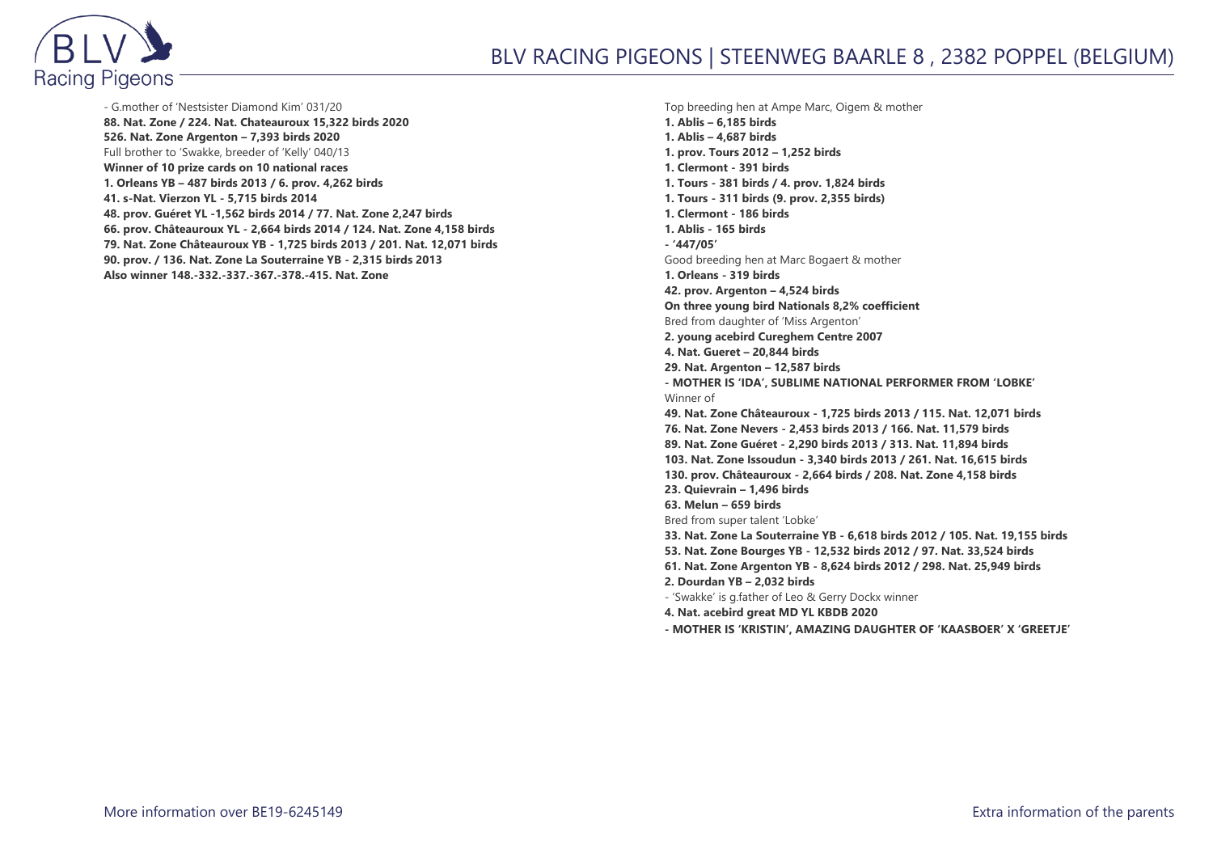- G.mother of 'Nestsister Diamond Kim' 031/20
**88. Nat. Zone / 224. Nat. Chateauroux 15,322 birds 2020**
**526. Nat. Zone Argenton – 7,393 birds 2020**
Full brother to 'Swakke, breeder of 'Kelly' 040/13
**Winner of 10 prize cards on 10 national races**
**1. Orleans YB – 487 birds 2013 / 6. prov. 4,262 birds**
**41. s-Nat. Vierzon YL - 5,715 birds 2014**
**48. prov. Guéret YL -1,562 birds 2014 / 77. Nat. Zone 2,247 birds**
**66. prov. Châteauroux YL - 2,664 birds 2014 / 124. Nat. Zone 4,158 birds**
**79. Nat. Zone Châteauroux YB - 1,725 birds 2013 / 201. Nat. 12,071 birds**
**90. prov. / 136. Nat. Zone La Souterraine YB - 2,315 birds 2013**
**Also winner 148.-332.-337.-367.-378.-415. Nat. Zone**

Top breeding hen at Ampe Marc, Oigem & mother
**1. Ablis – 6,185 birds**
**1. Ablis – 4,687 birds**
**1. prov. Tours 2012 – 1,252 birds**
**1. Clermont - 391 birds**
**1. Tours - 381 birds / 4. prov. 1,824 birds**
**1. Tours - 311 birds (9. prov. 2,355 birds)**
**1. Clermont - 186 birds**
**1. Ablis - 165 birds**
**- '447/05'**
Good breeding hen at Marc Bogaert & mother
**1. Orleans - 319 birds**
**42. prov. Argenton – 4,524 birds**
**On three young bird Nationals 8,2% coefficient**
Bred from daughter of 'Miss Argenton'
**2. young acebird Cureghem Centre 2007**
**4. Nat. Gueret – 20,844 birds**
**29. Nat. Argenton – 12,587 birds**
**- MOTHER IS 'IDA', SUBLIME NATIONAL PERFORMER FROM 'LOBKE'**
Winner of
**49. Nat. Zone Châteauroux - 1,725 birds 2013 / 115. Nat. 12,071 birds**
**76. Nat. Zone Nevers - 2,453 birds 2013 / 166. Nat. 11,579 birds**
**89. Nat. Zone Guéret - 2,290 birds 2013 / 313. Nat. 11,894 birds**
**103. Nat. Zone Issoudun - 3,340 birds 2013 / 261. Nat. 16,615 birds**
**130. prov. Châteauroux - 2,664 birds / 208. Nat. Zone 4,158 birds**
**23. Quievrain – 1,496 birds**
**63. Melun – 659 birds**
Bred from super talent 'Lobke'
**33. Nat. Zone La Souterraine YB - 6,618 birds 2012 / 105. Nat. 19,155 birds**
**53. Nat. Zone Bourges YB - 12,532 birds 2012 / 97. Nat. 33,524 birds**
**61. Nat. Zone Argenton YB - 8,624 birds 2012 / 298. Nat. 25,949 birds**
**2. Dourdan YB – 2,032 birds**
- 'Swakke' is g.father of Leo & Gerry Dockx winner
**4. Nat. acebird great MD YL KBDB 2020**
**- MOTHER IS 'KRISTIN', AMAZING DAUGHTER OF 'KAASBOER' X 'GREETJE'**